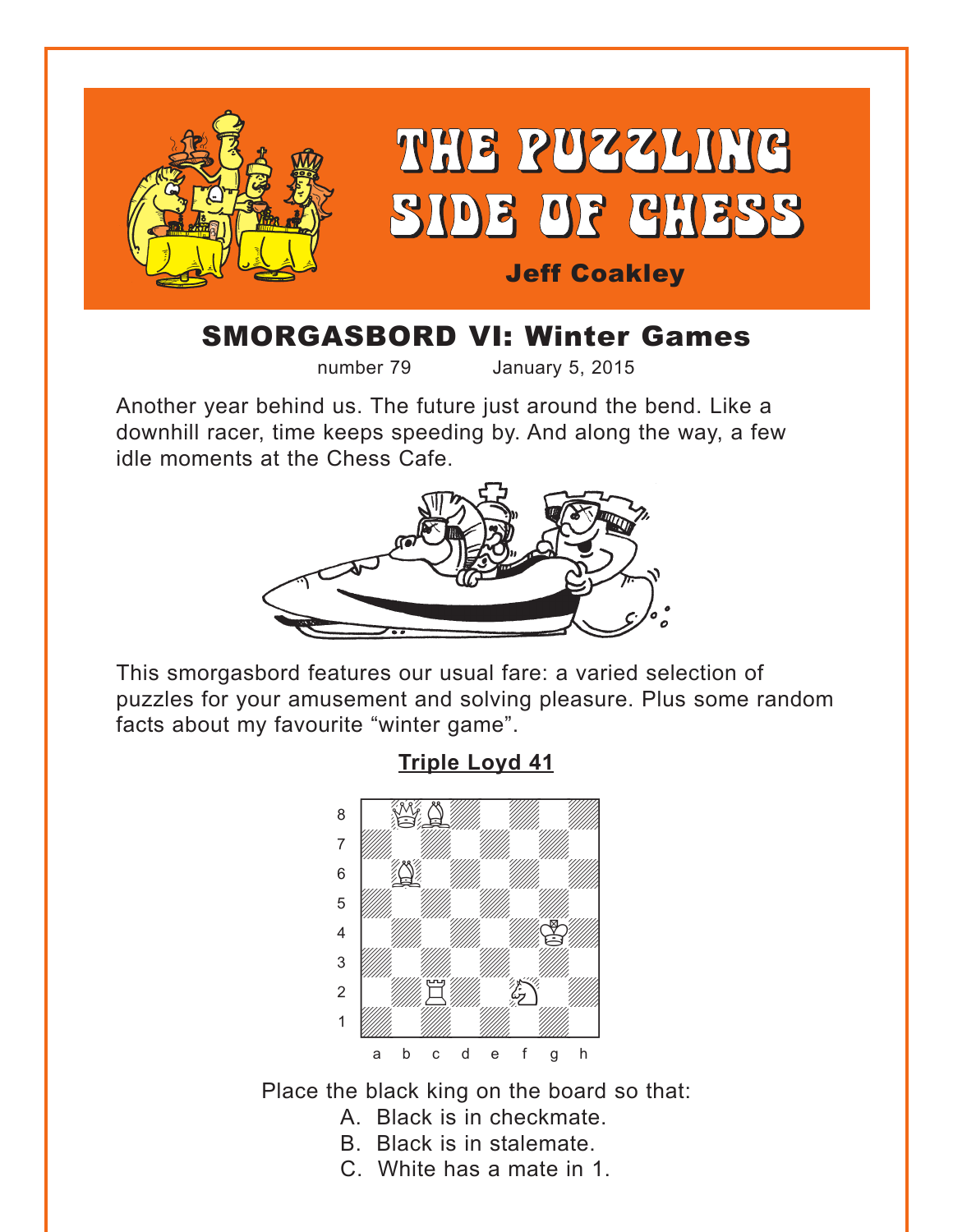# THE PUZZLING SIDE OF CHESS

**Jeff Coakley**

## SMORGASBORD VI: Winter Games

number 79 January 5, 2015

Another year behind us. The future just around the bend. Like a downhill racer, time keeps speeding by. And along the way, a few idle moments at the Chess Cafe.

This smorgasbord features our usual fare: a varied selection of puzzles for your amusement and solving pleasure. Plus some random facts about my favourite “winter game”.

**Triple Loyd 41**

Place the black king on the board so that:

A. Black is in checkmate.
B. Black is in stalemate.
C. White has a mate in 1.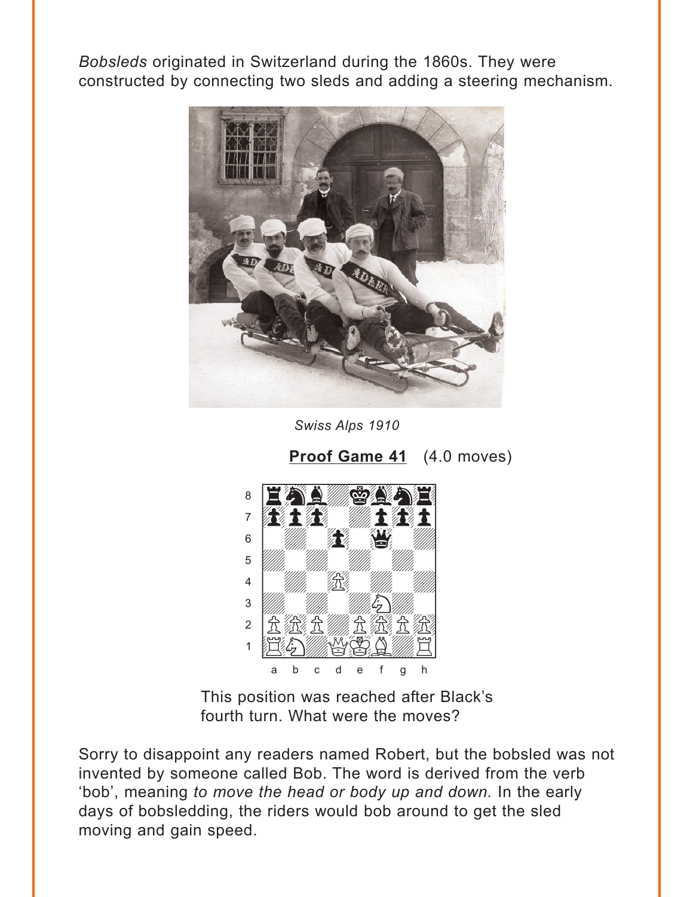*Bobsleds* originated in Switzerland during the 1860s. They were constructed by connecting two sleds and adding a steering mechanism.

*Swiss Alps 1910*

**Proof Game 41** (4.0 moves)

This position was reached after Black's fourth turn. What were the moves?

Sorry to disappoint any readers named Robert, but the bobsled was not invented by someone called Bob. The word is derived from the verb 'bob', meaning *to move the head or body up and down.* In the early days of bobsledding, the riders would bob around to get the sled moving and gain speed.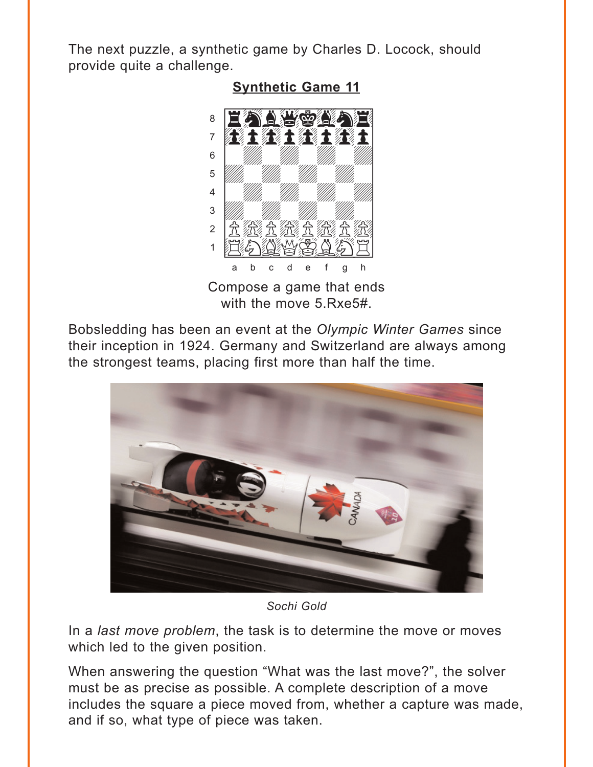The next puzzle, a synthetic game by Charles D. Locock, should provide quite a challenge.

## Synthetic Game 11

Compose a game that ends with the move 5.Rxe5#.

Bobsledding has been an event at the *Olympic Winter Games* since their inception in 1924. Germany and Switzerland are always among the strongest teams, placing first more than half the time.

*Sochi Gold*

In a *last move problem*, the task is to determine the move or moves which led to the given position.

When answering the question "What was the last move?", the solver must be as precise as possible. A complete description of a move includes the square a piece moved from, whether a capture was made, and if so, what type of piece was taken.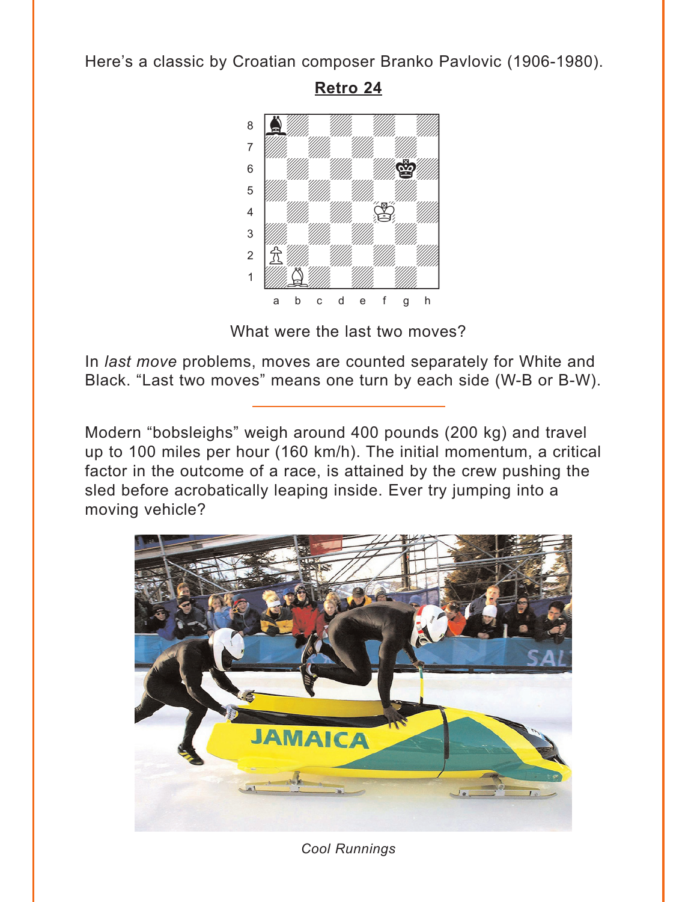Here's a classic by Croatian composer Branko Pavlovic (1906-1980).

**Retro 24**

What were the last two moves?

In *last move* problems, moves are counted separately for White and Black. "Last two moves" means one turn by each side (W-B or B-W).

---

Modern "bobsleighs" weigh around 400 pounds (200 kg) and travel up to 100 miles per hour (160 km/h). The initial momentum, a critical factor in the outcome of a race, is attained by the crew pushing the sled before acrobatically leaping inside. Ever try jumping into a moving vehicle?

*Cool Runnings*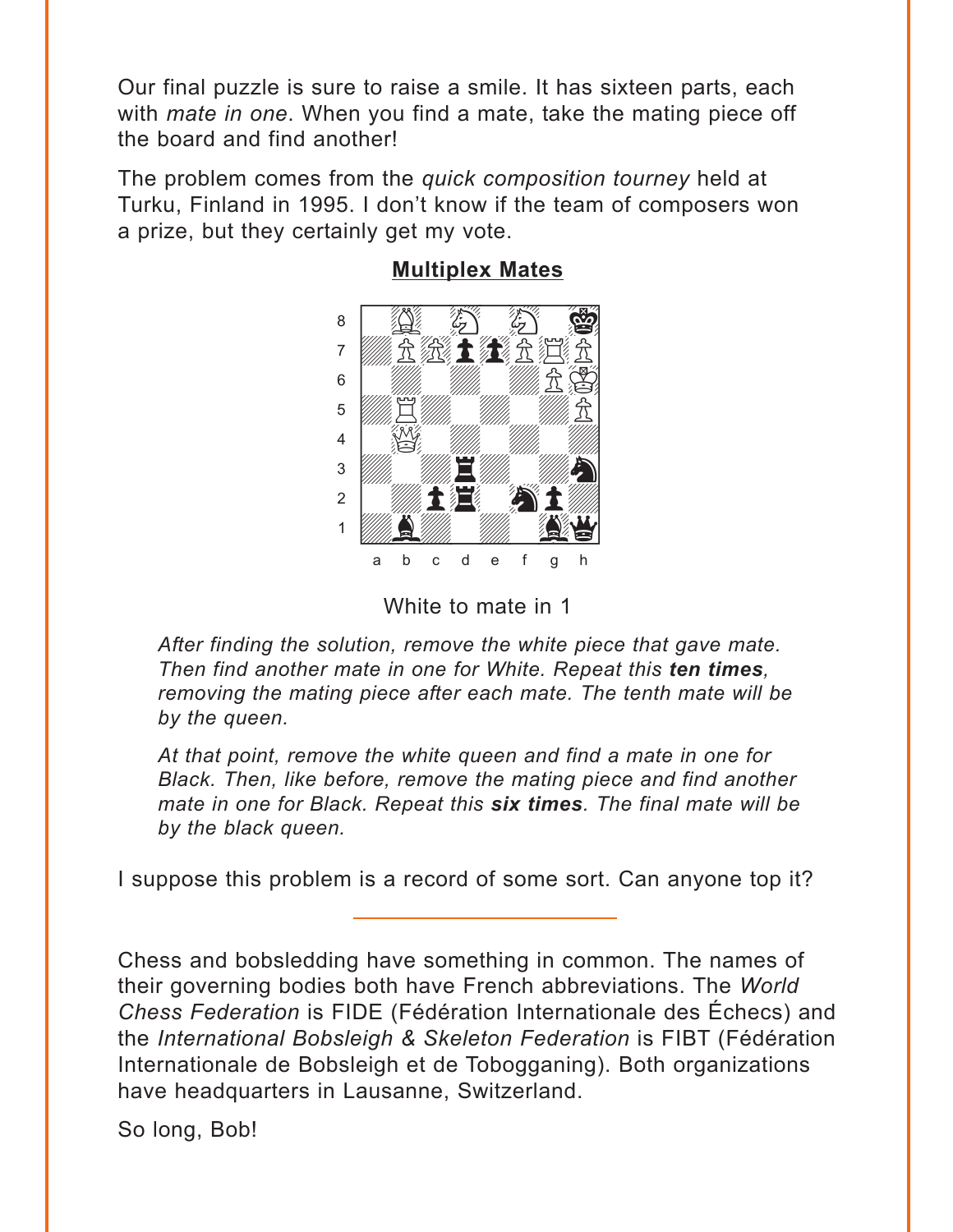Our final puzzle is sure to raise a smile. It has sixteen parts, each with *mate in one*. When you find a mate, take the mating piece off the board and find another!

The problem comes from the *quick composition tourney* held at Turku, Finland in 1995. I don't know if the team of composers won a prize, but they certainly get my vote.

**Multiplex Mates**

White to mate in 1

*After finding the solution, remove the white piece that gave mate. Then find another mate in one for White. Repeat this* ***ten times****, removing the mating piece after each mate. The tenth mate will be by the queen.*

*At that point, remove the white queen and find a mate in one for Black. Then, like before, remove the mating piece and find another mate in one for Black. Repeat this* ***six times****. The final mate will be by the black queen.*

I suppose this problem is a record of some sort. Can anyone top it?

---

Chess and bobsledding have something in common. The names of their governing bodies both have French abbreviations. The *World Chess Federation* is FIDE (Fédération Internationale des Échecs) and the *International Bobsleigh & Skeleton Federation* is FIBT (Fédération Internationale de Bobsleigh et de Tobogganing). Both organizations have headquarters in Lausanne, Switzerland.

So long, Bob!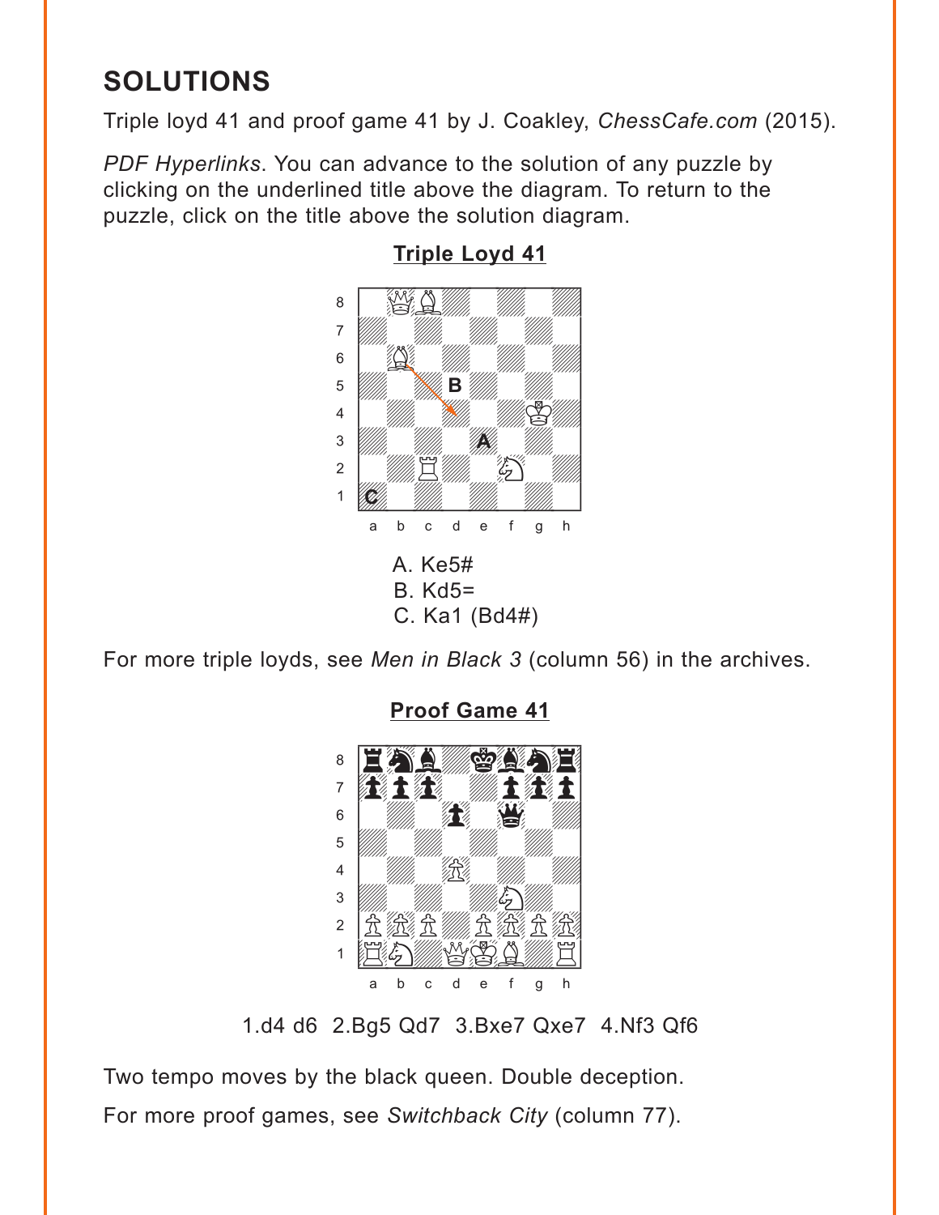## SOLUTIONS

Triple loyd 41 and proof game 41 by J. Coakley, *ChessCafe.com* (2015).

*PDF Hyperlinks*. You can advance to the solution of any puzzle by clicking on the underlined title above the diagram. To return to the puzzle, click on the title above the solution diagram.

### Triple Loyd 41

A. Ke5#
B. Kd5=
C. Ka1 (Bd4#)

For more triple loyds, see *Men in Black 3* (column 56) in the archives.

### Proof Game 41

1.d4 d6 2.Bg5 Qd7 3.Bxe7 Qxe7 4.Nf3 Qf6

Two tempo moves by the black queen. Double deception.

For more proof games, see *Switchback City* (column 77).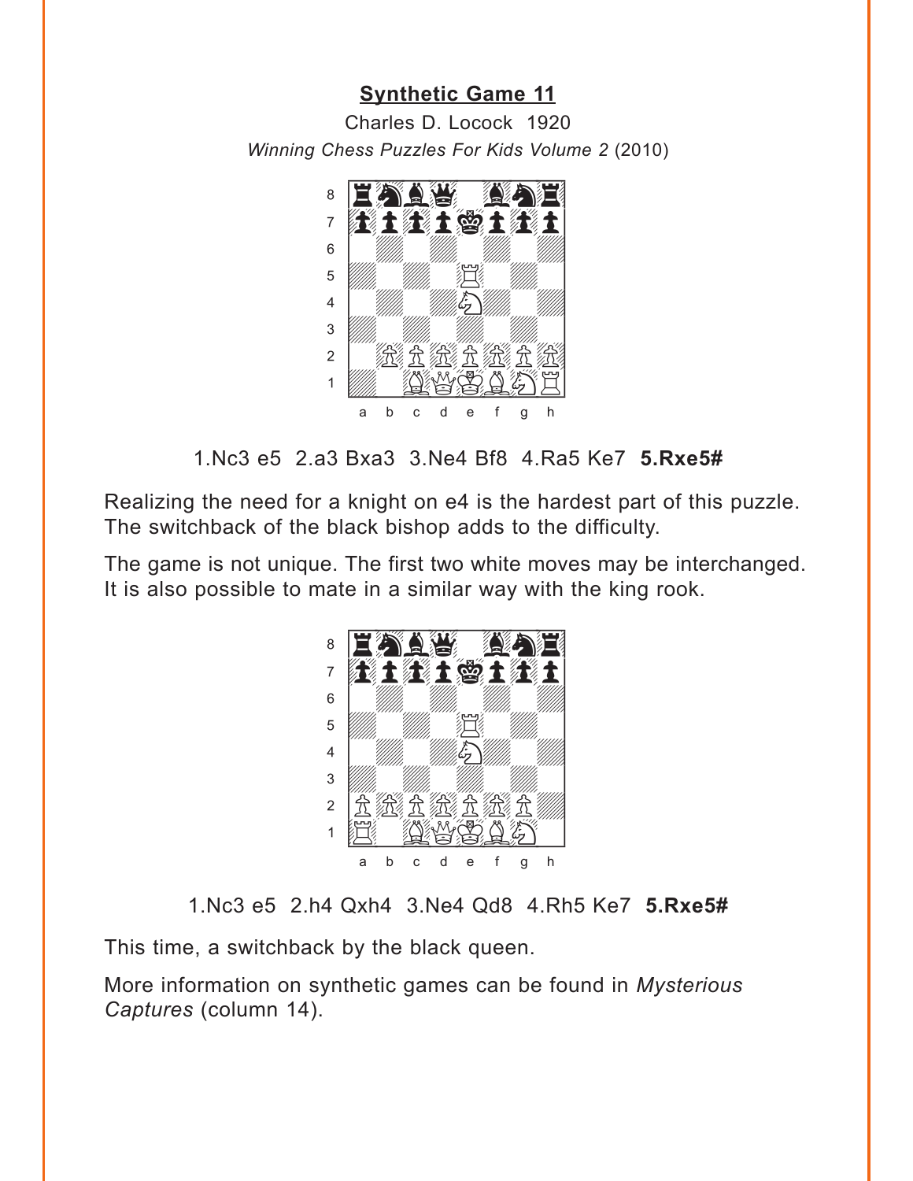## Synthetic Game 11

Charles D. Locock 1920

*Winning Chess Puzzles For Kids Volume 2* (2010)

1.Nc3 e5 2.a3 Bxa3 3.Ne4 Bf8 4.Ra5 Ke7 **5.Rxe5#**

Realizing the need for a knight on e4 is the hardest part of this puzzle. The switchback of the black bishop adds to the difficulty.

The game is not unique. The first two white moves may be interchanged. It is also possible to mate in a similar way with the king rook.

1.Nc3 e5 2.h4 Qxh4 3.Ne4 Qd8 4.Rh5 Ke7 **5.Rxe5#**

This time, a switchback by the black queen.

More information on synthetic games can be found in *Mysterious Captures* (column 14).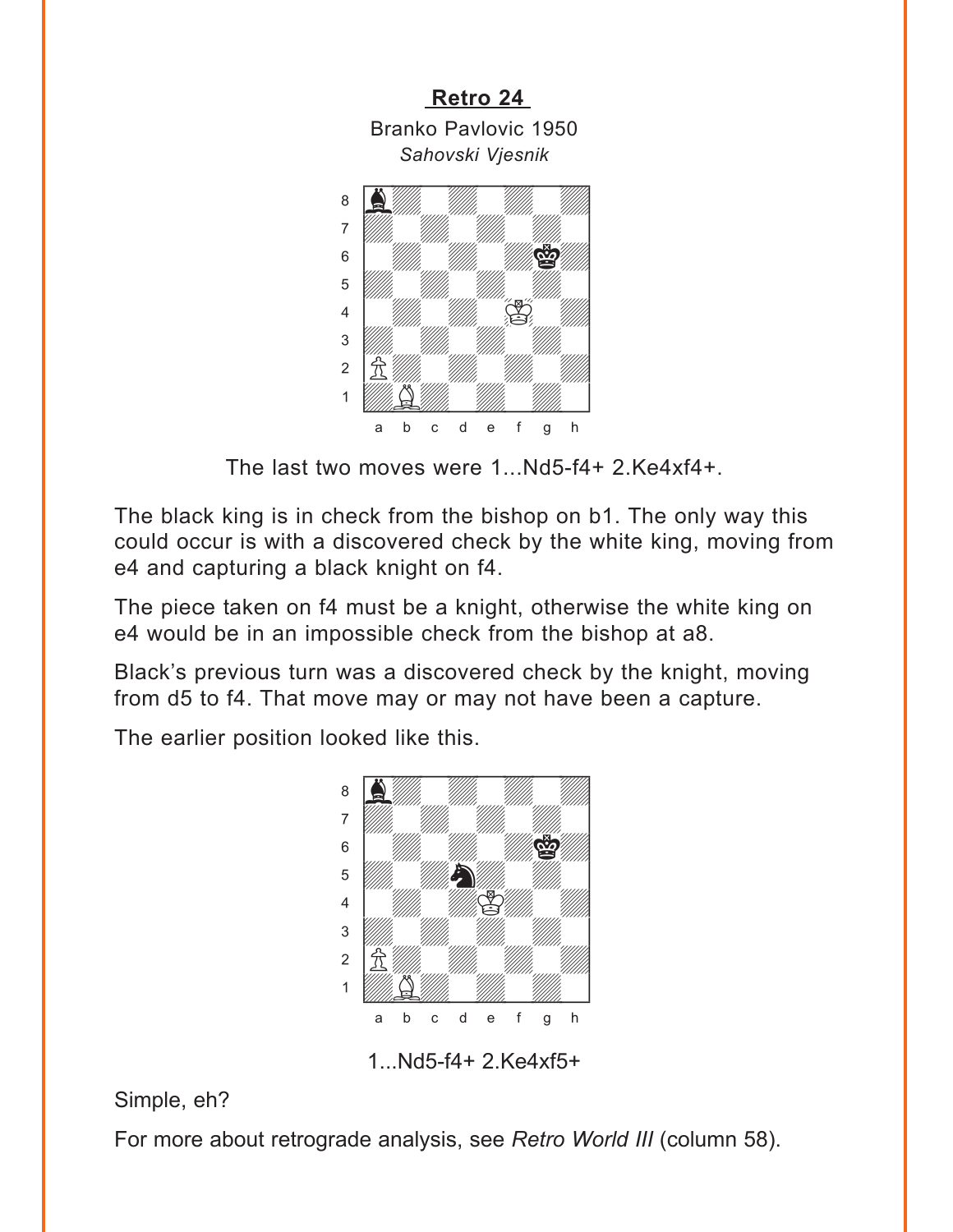## Retro 24

Branko Pavlovic 1950

*Sahovski Vjesnik*

The last two moves were 1...Nd5-f4+ 2.Ke4xf4+.

The black king is in check from the bishop on b1. The only way this could occur is with a discovered check by the white king, moving from e4 and capturing a black knight on f4.

The piece taken on f4 must be a knight, otherwise the white king on e4 would be in an impossible check from the bishop at a8.

Black's previous turn was a discovered check by the knight, moving from d5 to f4. That move may or may not have been a capture.

The earlier position looked like this.

1...Nd5-f4+ 2.Ke4xf5+

Simple, eh?

For more about retrograde analysis, see *Retro World III* (column 58).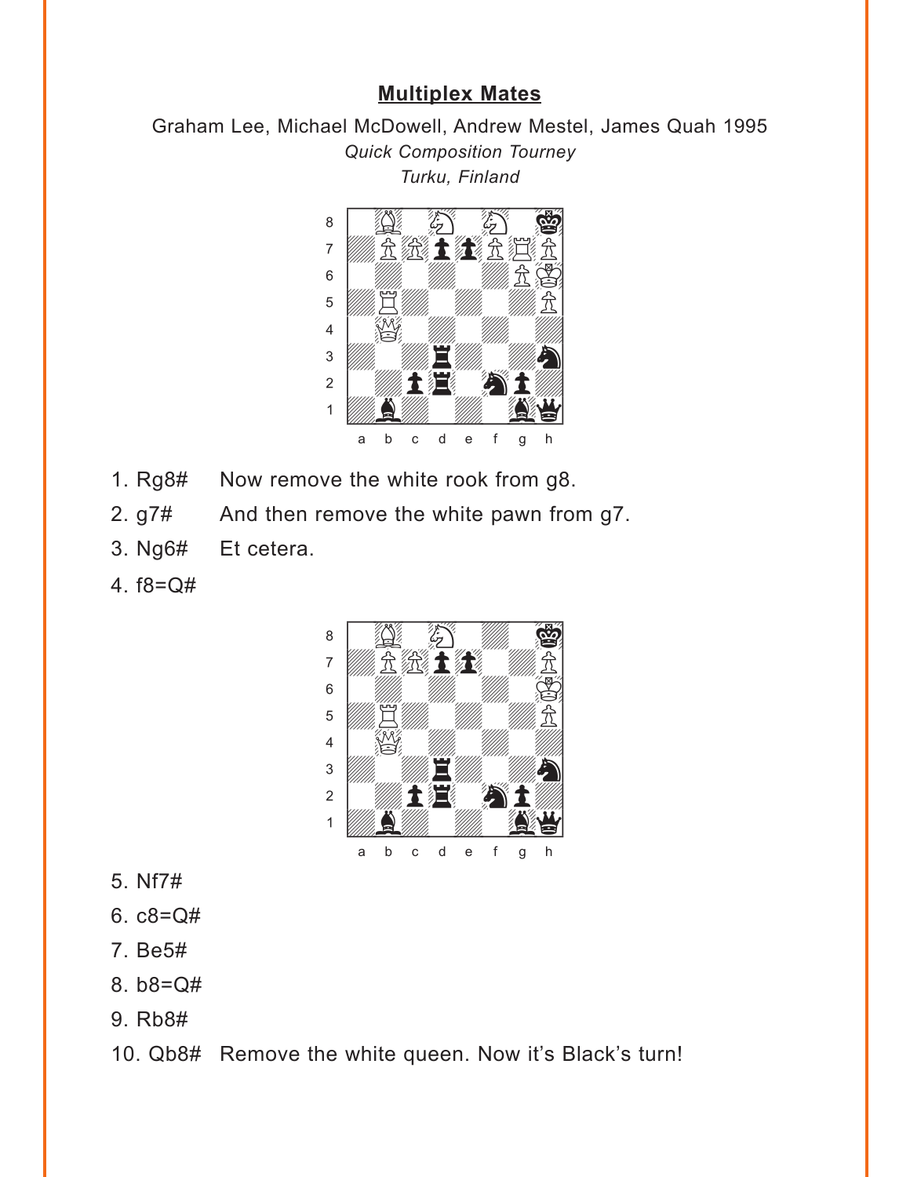## Multiplex Mates

Graham Lee, Michael McDowell, Andrew Mestel, James Quah 1995

*Quick Composition Tourney*

*Turku, Finland*

1. Rg8# Now remove the white rook from g8.
2. g7# And then remove the white pawn from g7.
3. Ng6# Et cetera.
4. f8=Q#
5. Nf7#
6. c8=Q#
7. Be5#
8. b8=Q#
9. Rb8#
10. Qb8# Remove the white queen. Now it's Black's turn!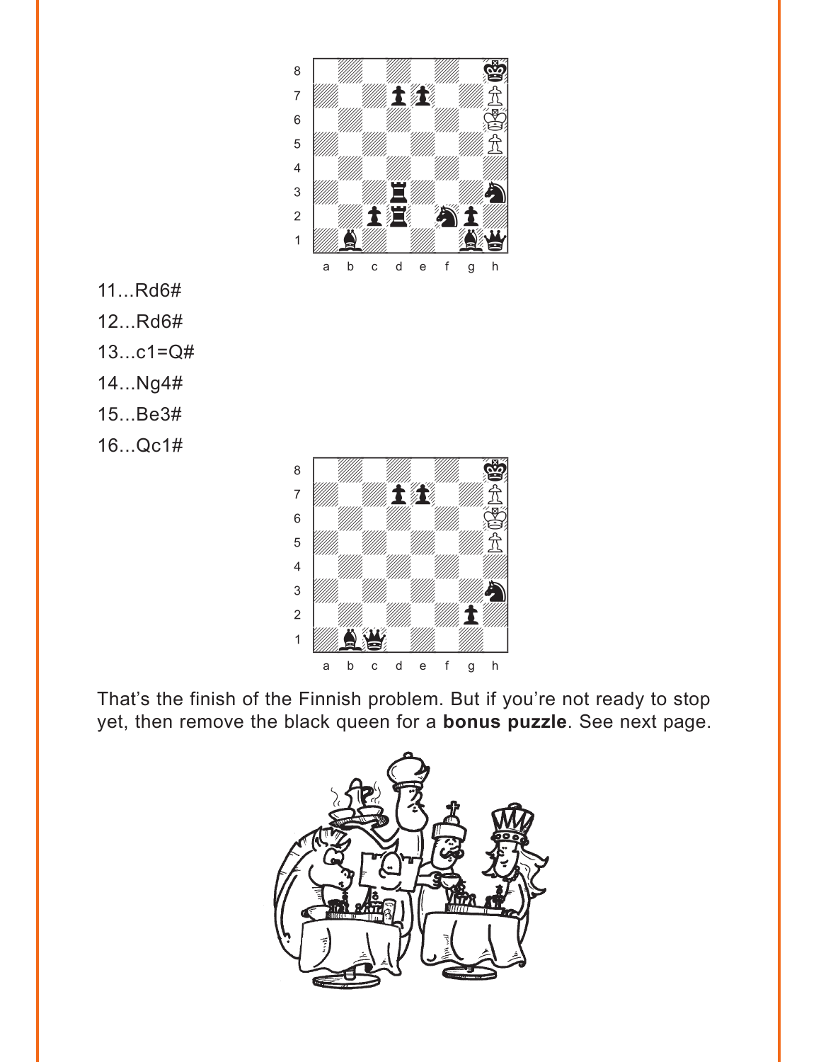11...Rd6#

12...Rd6#

13...c1=Q#

14...Ng4#

15...Be3#

16...Qc1#

That's the finish of the Finnish problem. But if you're not ready to stop yet, then remove the black queen for a **bonus puzzle**. See next page.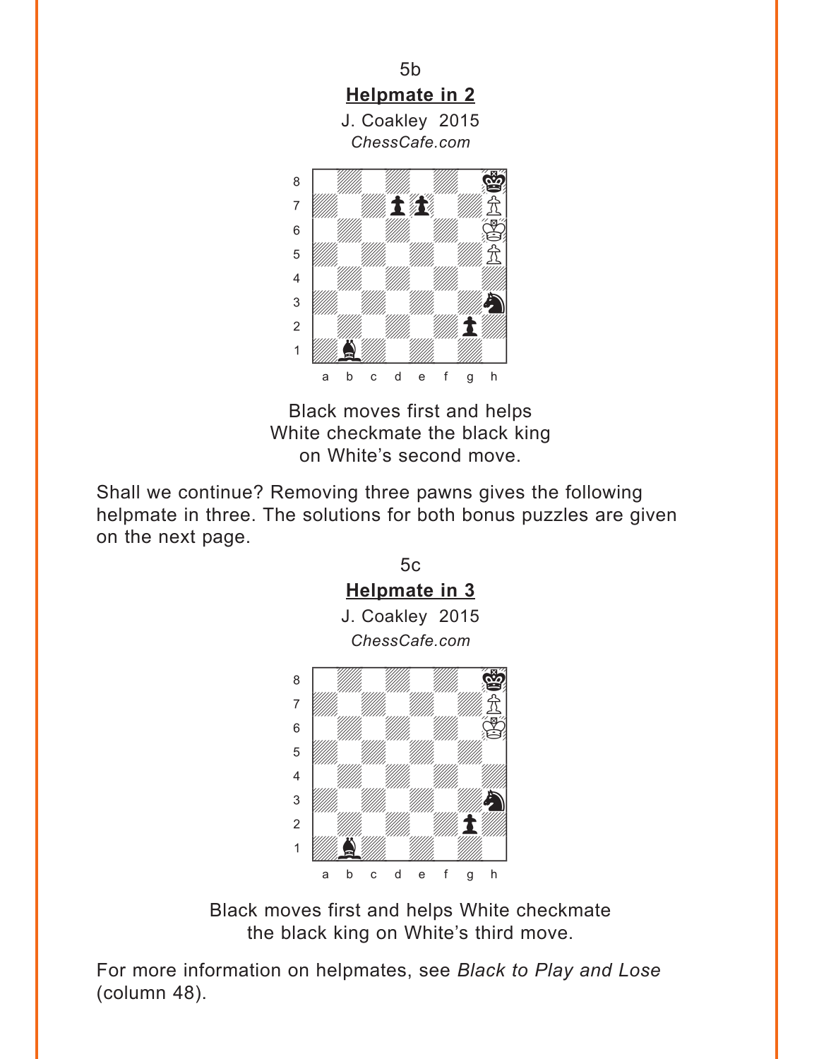5b

**Helpmate in 2**

J. Coakley 2015

*ChessCafe.com*

Black moves first and helps White checkmate the black king on White's second move.

Shall we continue? Removing three pawns gives the following helpmate in three. The solutions for both bonus puzzles are given on the next page.

5c

**Helpmate in 3**

J. Coakley 2015

*ChessCafe.com*

Black moves first and helps White checkmate the black king on White's third move.

For more information on helpmates, see *Black to Play and Lose* (column 48).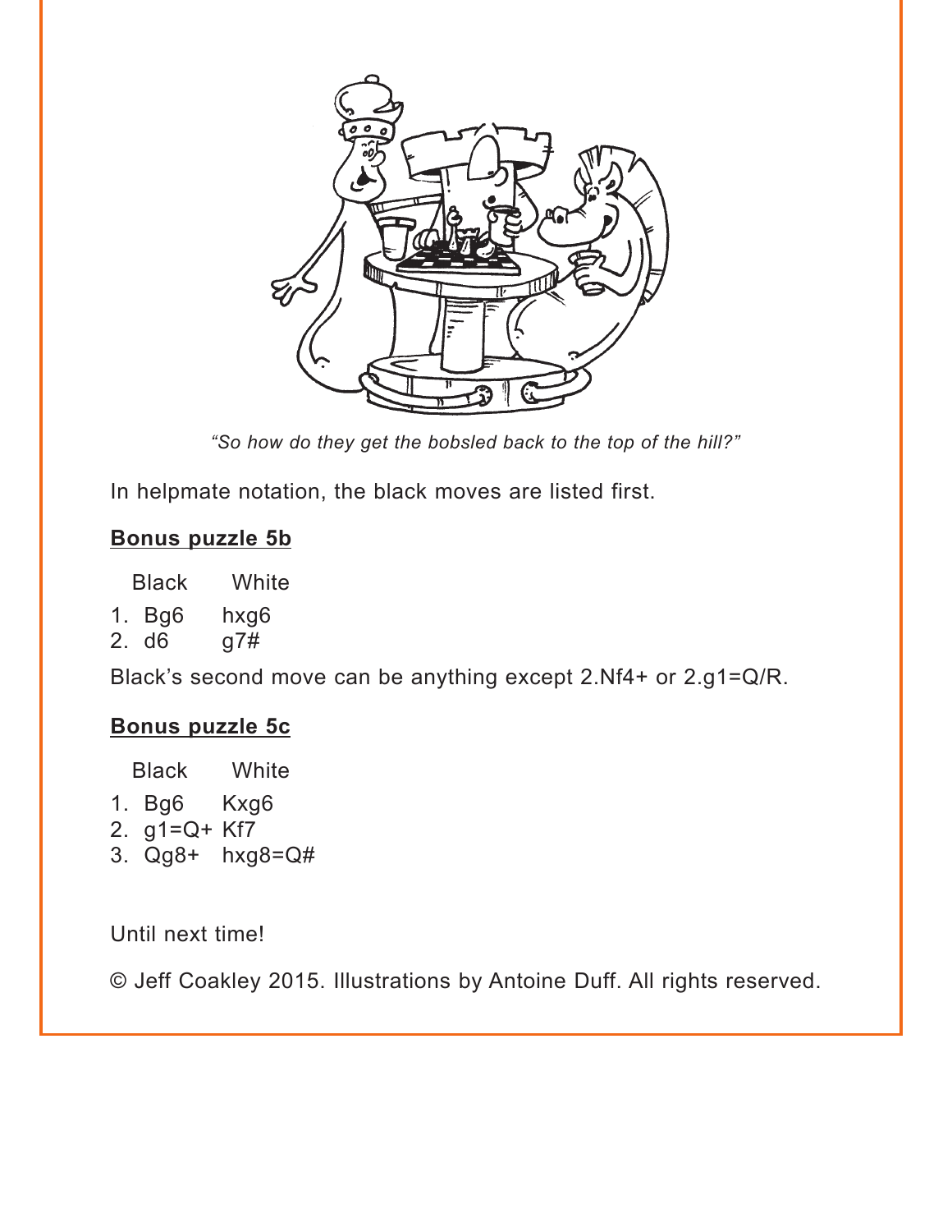*"So how do they get the bobsled back to the top of the hill?"*

In helpmate notation, the black moves are listed first.

**Bonus puzzle 5b**

| | Black | White |
|---|---|---|
| 1. | Bg6 | hxg6 |
| 2. | d6 | g7# |

Black's second move can be anything except 2.Nf4+ or 2.g1=Q/R.

**Bonus puzzle 5c**

| | Black | White |
|---|---|---|
| 1. | Bg6 | Kxg6 |
| 2. | g1=Q+ | Kf7 |
| 3. | Qg8+ | hxg8=Q# |

Until next time!

© Jeff Coakley 2015. Illustrations by Antoine Duff. All rights reserved.